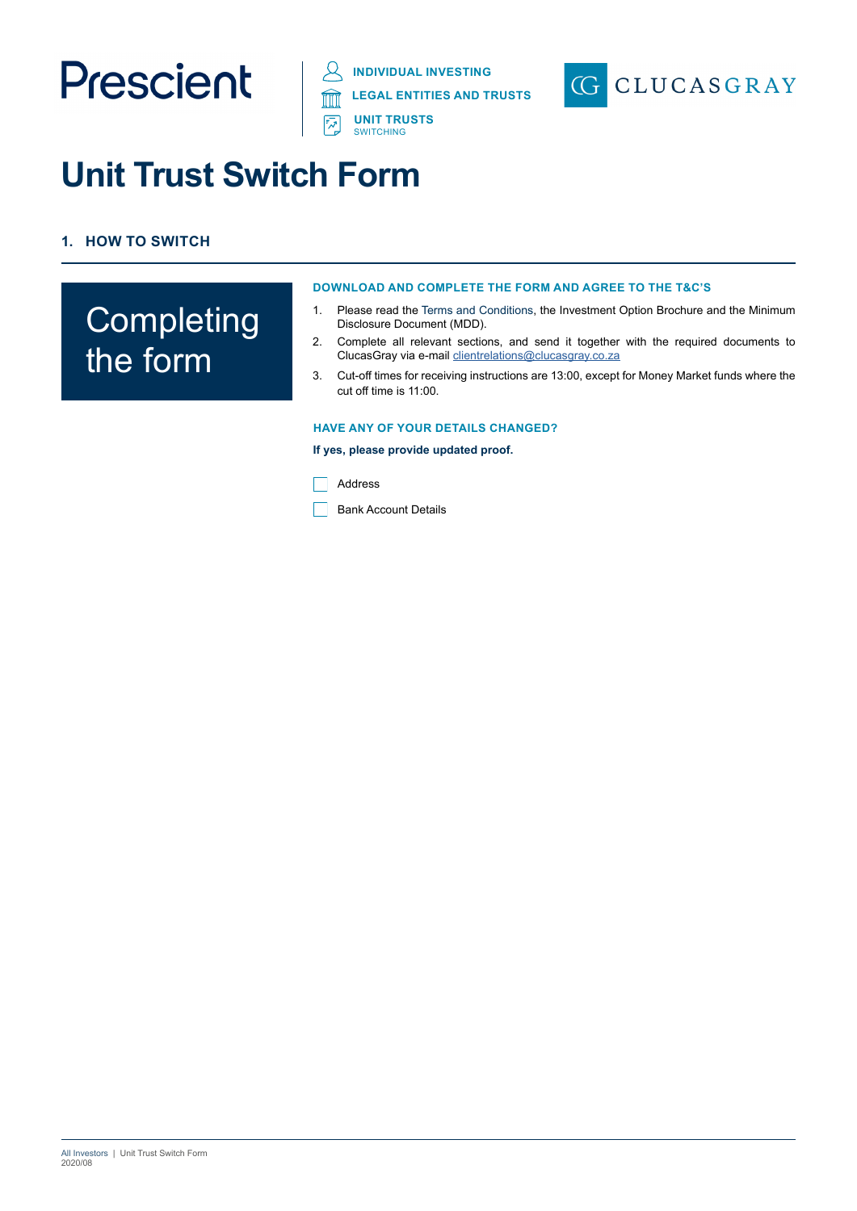Prescient

INDIVIDUAL INVESTING
LEGAL ENTITIES AND TRUSTS
UNIT TRUSTS
SWITCHING

CLUCASGRAY

# Unit Trust Switch Form

## 1. HOW TO SWITCH

### Completing the form

**DOWNLOAD AND COMPLETE THE FORM AND AGREE TO THE T&C'S**

1. Please read the Terms and Conditions, the Investment Option Brochure and the Minimum Disclosure Document (MDD).
2. Complete all relevant sections, and send it together with the required documents to ClucasGray via e-mail clientrelations@clucasgray.co.za
3. Cut-off times for receiving instructions are 13:00, except for Money Market funds where the cut off time is 11:00.

**HAVE ANY OF YOUR DETAILS CHANGED?**

**If yes, please provide updated proof.**

☐ Address

☐ Bank Account Details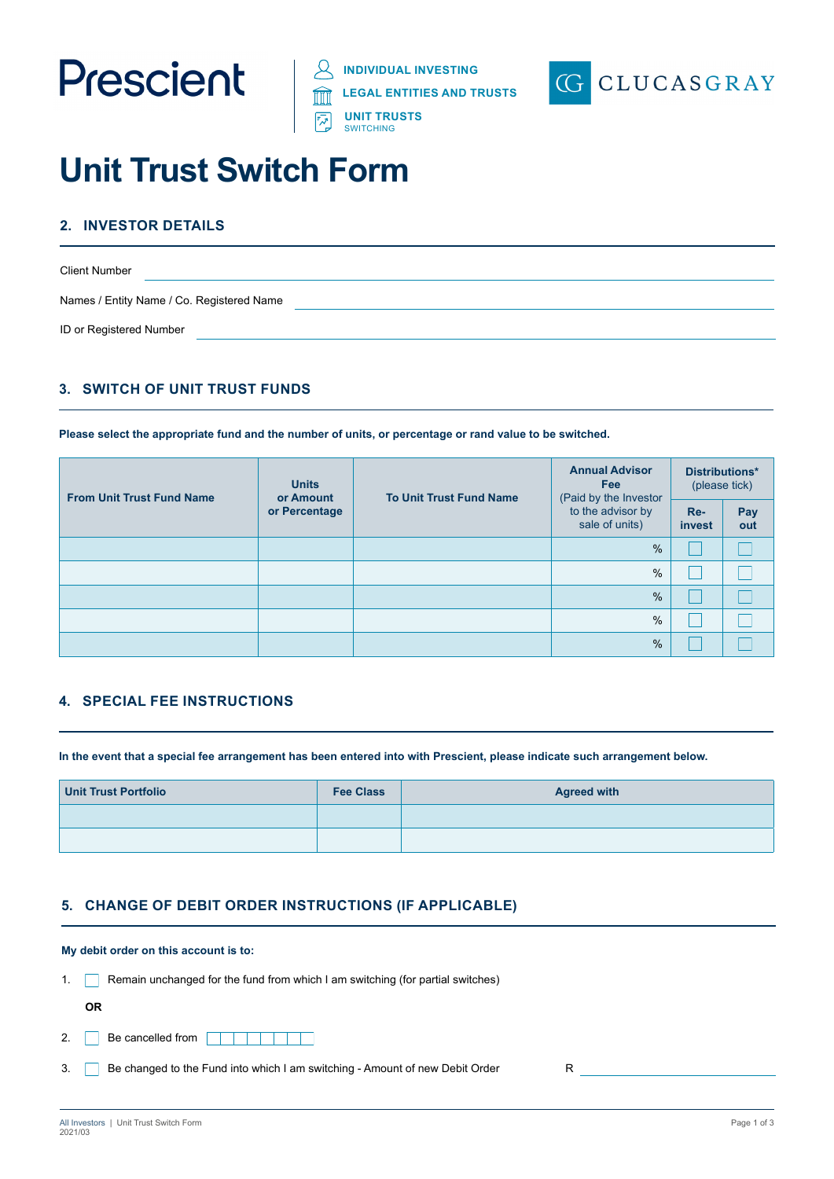Prescient

INDIVIDUAL INVESTING
LEGAL ENTITIES AND TRUSTS
UNIT TRUSTS
SWITCHING

CLUCASGRAY

# Unit Trust Switch Form

## 2. INVESTOR DETAILS

Client Number ______________________________

Names / Entity Name / Co. Registered Name ______________________________

ID or Registered Number ______________________________

## 3. SWITCH OF UNIT TRUST FUNDS

**Please select the appropriate fund and the number of units, or percentage or rand value to be switched.**

| From Unit Trust Fund Name | Units or Amount or Percentage | To Unit Trust Fund Name | Annual Advisor Fee (Paid by the Investor to the advisor by sale of units) | Distributions* (please tick) | |
|---|---|---|---|---|---|
| | | | | Re-invest | Pay out |
| | | | % | ☐ | ☐ |
| | | | % | ☐ | ☐ |
| | | | % | ☐ | ☐ |
| | | | % | ☐ | ☐ |
| | | | % | ☐ | ☐ |

## 4. SPECIAL FEE INSTRUCTIONS

**In the event that a special fee arrangement has been entered into with Prescient, please indicate such arrangement below.**

| Unit Trust Portfolio | Fee Class | Agreed with |
|---|---|---|
| | | |
| | | |

## 5. CHANGE OF DEBIT ORDER INSTRUCTIONS (IF APPLICABLE)

**My debit order on this account is to:**

1. ☐ Remain unchanged for the fund from which I am switching (for partial switches)

**OR**

2. ☐ Be cancelled from ☐☐☐☐☐☐☐☐

3. ☐ Be changed to the Fund into which I am switching - Amount of new Debit Order R ______________________________

All Investors | Unit Trust Switch Form
2021/03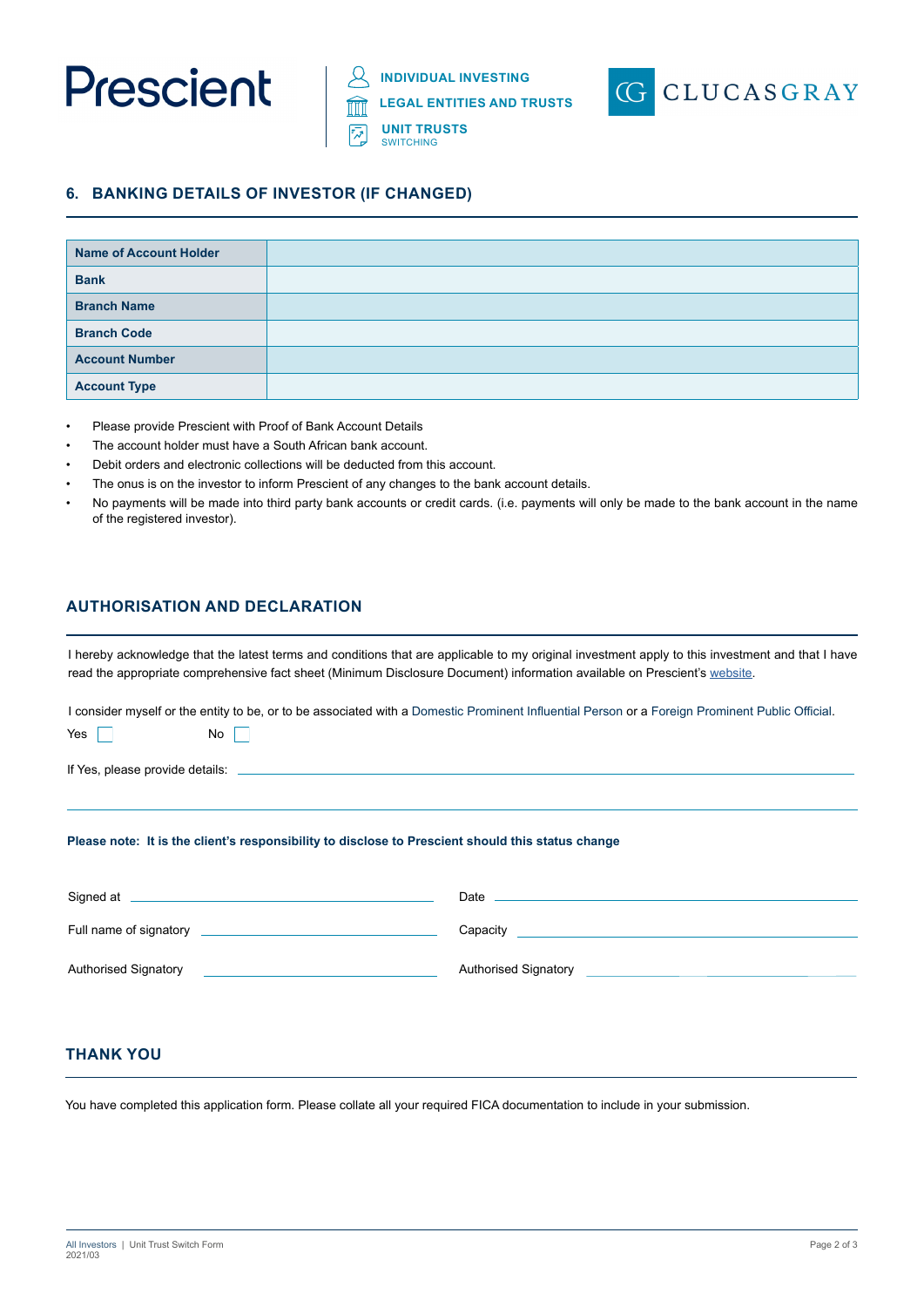## 6. BANKING DETAILS OF INVESTOR (IF CHANGED)

| Name of Account Holder | |
|---|---|
| Bank | |
| Branch Name | |
| Branch Code | |
| Account Number | |
| Account Type | |

- Please provide Prescient with Proof of Bank Account Details
- The account holder must have a South African bank account.
- Debit orders and electronic collections will be deducted from this account.
- The onus is on the investor to inform Prescient of any changes to the bank account details.
- No payments will be made into third party bank accounts or credit cards. (i.e. payments will only be made to the bank account in the name of the registered investor).

## AUTHORISATION AND DECLARATION

I hereby acknowledge that the latest terms and conditions that are applicable to my original investment apply to this investment and that I have read the appropriate comprehensive fact sheet (Minimum Disclosure Document) information available on Prescient's website.

I consider myself or the entity to be, or to be associated with a Domestic Prominent Influential Person or a Foreign Prominent Public Official.

Yes ☐ No ☐

If Yes, please provide details: ______________________________

**Please note: It is the client's responsibility to disclose to Prescient should this status change**

Signed at ______________________ Date ______________________

Full name of signatory ______________________ Capacity ______________________

Authorised Signatory ______________________ Authorised Signatory ______________________

## THANK YOU

You have completed this application form. Please collate all your required FICA documentation to include in your submission.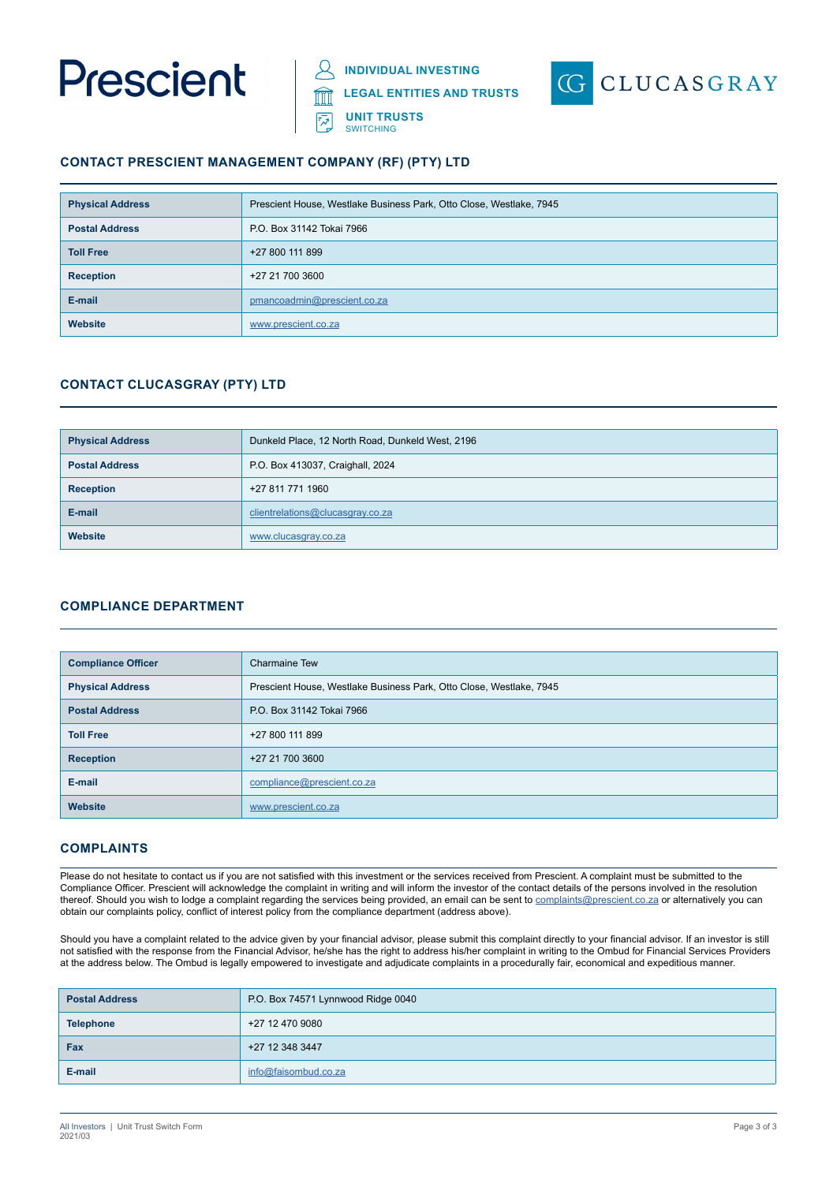Prescient

INDIVIDUAL INVESTING
LEGAL ENTITIES AND TRUSTS
UNIT TRUSTS
SWITCHING

CLUCASGRAY

## CONTACT PRESCIENT MANAGEMENT COMPANY (RF) (PTY) LTD

| | |
|---|---|
| **Physical Address** | Prescient House, Westlake Business Park, Otto Close, Westlake, 7945 |
| **Postal Address** | P.O. Box 31142 Tokai 7966 |
| **Toll Free** | +27 800 111 899 |
| **Reception** | +27 21 700 3600 |
| **E-mail** | pmancoadmin@prescient.co.za |
| **Website** | www.prescient.co.za |

## CONTACT CLUCASGRAY (PTY) LTD

| | |
|---|---|
| **Physical Address** | Dunkeld Place, 12 North Road, Dunkeld West, 2196 |
| **Postal Address** | P.O. Box 413037, Craighall, 2024 |
| **Reception** | +27 811 771 1960 |
| **E-mail** | clientrelations@clucasgray.co.za |
| **Website** | www.clucasgray.co.za |

## COMPLIANCE DEPARTMENT

| | |
|---|---|
| **Compliance Officer** | Charmaine Tew |
| **Physical Address** | Prescient House, Westlake Business Park, Otto Close, Westlake, 7945 |
| **Postal Address** | P.O. Box 31142 Tokai 7966 |
| **Toll Free** | +27 800 111 899 |
| **Reception** | +27 21 700 3600 |
| **E-mail** | compliance@prescient.co.za |
| **Website** | www.prescient.co.za |

## COMPLAINTS

Please do not hesitate to contact us if you are not satisfied with this investment or the services received from Prescient. A complaint must be submitted to the Compliance Officer. Prescient will acknowledge the complaint in writing and will inform the investor of the contact details of the persons involved in the resolution thereof. Should you wish to lodge a complaint regarding the services being provided, an email can be sent to complaints@prescient.co.za or alternatively you can obtain our complaints policy, conflict of interest policy from the compliance department (address above).

Should you have a complaint related to the advice given by your financial advisor, please submit this complaint directly to your financial advisor. If an investor is still not satisfied with the response from the Financial Advisor, he/she has the right to address his/her complaint in writing to the Ombud for Financial Services Providers at the address below. The Ombud is legally empowered to investigate and adjudicate complaints in a procedurally fair, economical and expeditious manner.

| | |
|---|---|
| **Postal Address** | P.O. Box 74571 Lynnwood Ridge 0040 |
| **Telephone** | +27 12 470 9080 |
| **Fax** | +27 12 348 3447 |
| **E-mail** | info@faisombud.co.za |

All Investors | Unit Trust Switch Form
2021/03